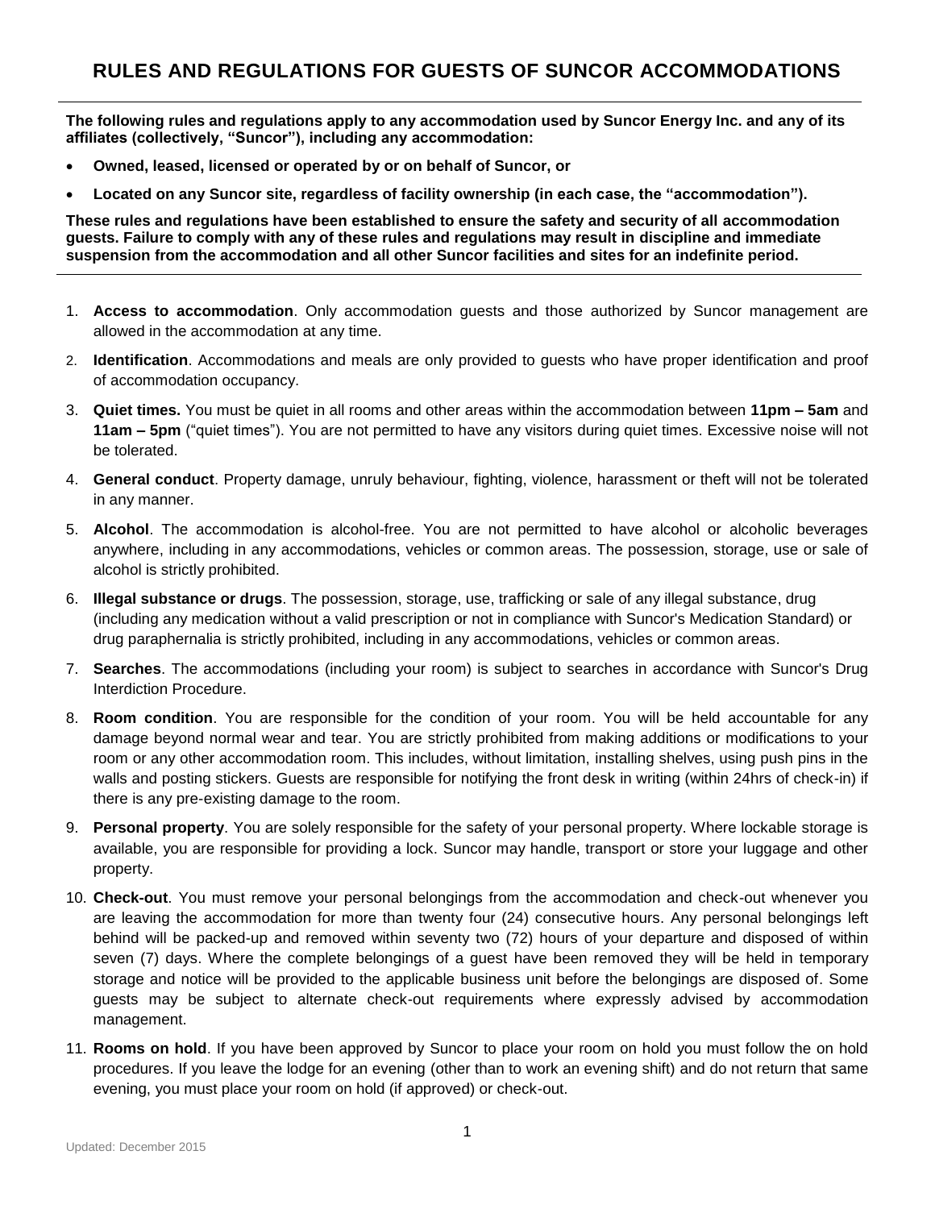# RULES AND REGULATIONS FOR GUESTS OF SUNCOR ACCOMMODATIONS

**The following rules and regulations apply to any accommodation used by Suncor Energy Inc. and any of its affiliates (collectively, "Suncor"), including any accommodation:**

- **Owned, leased, licensed or operated by or on behalf of Suncor, or**
- **Located on any Suncor site, regardless of facility ownership (in each case, the "accommodation").**

**These rules and regulations have been established to ensure the safety and security of all accommodation guests. Failure to comply with any of these rules and regulations may result in discipline and immediate suspension from the accommodation and all other Suncor facilities and sites for an indefinite period.**

1. **Access to accommodation**. Only accommodation guests and those authorized by Suncor management are allowed in the accommodation at any time.
2. **Identification**. Accommodations and meals are only provided to guests who have proper identification and proof of accommodation occupancy.
3. **Quiet times.** You must be quiet in all rooms and other areas within the accommodation between **11pm – 5am** and **11am – 5pm** ("quiet times"). You are not permitted to have any visitors during quiet times. Excessive noise will not be tolerated.
4. **General conduct**. Property damage, unruly behaviour, fighting, violence, harassment or theft will not be tolerated in any manner.
5. **Alcohol**. The accommodation is alcohol-free. You are not permitted to have alcohol or alcoholic beverages anywhere, including in any accommodations, vehicles or common areas. The possession, storage, use or sale of alcohol is strictly prohibited.
6. **Illegal substance or drugs**. The possession, storage, use, trafficking or sale of any illegal substance, drug (including any medication without a valid prescription or not in compliance with Suncor's Medication Standard) or drug paraphernalia is strictly prohibited, including in any accommodations, vehicles or common areas.
7. **Searches**. The accommodations (including your room) is subject to searches in accordance with Suncor's Drug Interdiction Procedure.
8. **Room condition**. You are responsible for the condition of your room. You will be held accountable for any damage beyond normal wear and tear. You are strictly prohibited from making additions or modifications to your room or any other accommodation room. This includes, without limitation, installing shelves, using push pins in the walls and posting stickers. Guests are responsible for notifying the front desk in writing (within 24hrs of check-in) if there is any pre-existing damage to the room.
9. **Personal property**. You are solely responsible for the safety of your personal property. Where lockable storage is available, you are responsible for providing a lock. Suncor may handle, transport or store your luggage and other property.
10. **Check-out**. You must remove your personal belongings from the accommodation and check-out whenever you are leaving the accommodation for more than twenty four (24) consecutive hours. Any personal belongings left behind will be packed-up and removed within seventy two (72) hours of your departure and disposed of within seven (7) days. Where the complete belongings of a guest have been removed they will be held in temporary storage and notice will be provided to the applicable business unit before the belongings are disposed of. Some guests may be subject to alternate check-out requirements where expressly advised by accommodation management.
11. **Rooms on hold**. If you have been approved by Suncor to place your room on hold you must follow the on hold procedures. If you leave the lodge for an evening (other than to work an evening shift) and do not return that same evening, you must place your room on hold (if approved) or check-out.

Updated: December 2015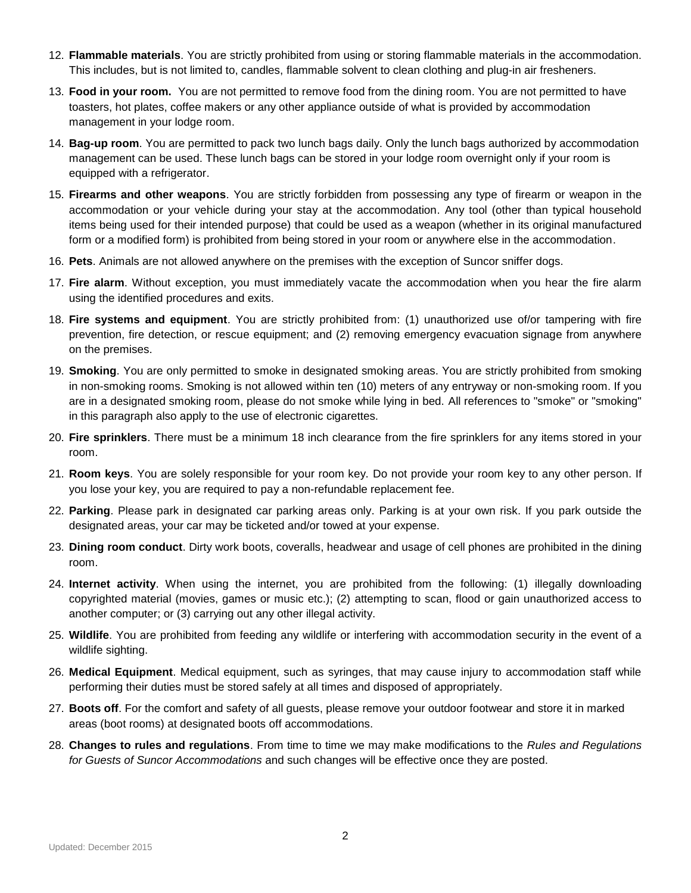12. **Flammable materials**. You are strictly prohibited from using or storing flammable materials in the accommodation. This includes, but is not limited to, candles, flammable solvent to clean clothing and plug-in air fresheners.
13. **Food in your room.** You are not permitted to remove food from the dining room. You are not permitted to have toasters, hot plates, coffee makers or any other appliance outside of what is provided by accommodation management in your lodge room.
14. **Bag-up room**. You are permitted to pack two lunch bags daily. Only the lunch bags authorized by accommodation management can be used. These lunch bags can be stored in your lodge room overnight only if your room is equipped with a refrigerator.
15. **Firearms and other weapons**. You are strictly forbidden from possessing any type of firearm or weapon in the accommodation or your vehicle during your stay at the accommodation. Any tool (other than typical household items being used for their intended purpose) that could be used as a weapon (whether in its original manufactured form or a modified form) is prohibited from being stored in your room or anywhere else in the accommodation.
16. **Pets**. Animals are not allowed anywhere on the premises with the exception of Suncor sniffer dogs.
17. **Fire alarm**. Without exception, you must immediately vacate the accommodation when you hear the fire alarm using the identified procedures and exits.
18. **Fire systems and equipment**. You are strictly prohibited from: (1) unauthorized use of/or tampering with fire prevention, fire detection, or rescue equipment; and (2) removing emergency evacuation signage from anywhere on the premises.
19. **Smoking**. You are only permitted to smoke in designated smoking areas. You are strictly prohibited from smoking in non-smoking rooms. Smoking is not allowed within ten (10) meters of any entryway or non-smoking room. If you are in a designated smoking room, please do not smoke while lying in bed. All references to "smoke" or "smoking" in this paragraph also apply to the use of electronic cigarettes.
20. **Fire sprinklers**. There must be a minimum 18 inch clearance from the fire sprinklers for any items stored in your room.
21. **Room keys**. You are solely responsible for your room key. Do not provide your room key to any other person. If you lose your key, you are required to pay a non-refundable replacement fee.
22. **Parking**. Please park in designated car parking areas only. Parking is at your own risk. If you park outside the designated areas, your car may be ticketed and/or towed at your expense.
23. **Dining room conduct**. Dirty work boots, coveralls, headwear and usage of cell phones are prohibited in the dining room.
24. **Internet activity**. When using the internet, you are prohibited from the following: (1) illegally downloading copyrighted material (movies, games or music etc.); (2) attempting to scan, flood or gain unauthorized access to another computer; or (3) carrying out any other illegal activity.
25. **Wildlife**. You are prohibited from feeding any wildlife or interfering with accommodation security in the event of a wildlife sighting.
26. **Medical Equipment**. Medical equipment, such as syringes, that may cause injury to accommodation staff while performing their duties must be stored safely at all times and disposed of appropriately.
27. **Boots off**. For the comfort and safety of all guests, please remove your outdoor footwear and store it in marked areas (boot rooms) at designated boots off accommodations.
28. **Changes to rules and regulations**. From time to time we may make modifications to the *Rules and Regulations for Guests of Suncor Accommodations* and such changes will be effective once they are posted.

Updated: December 2015